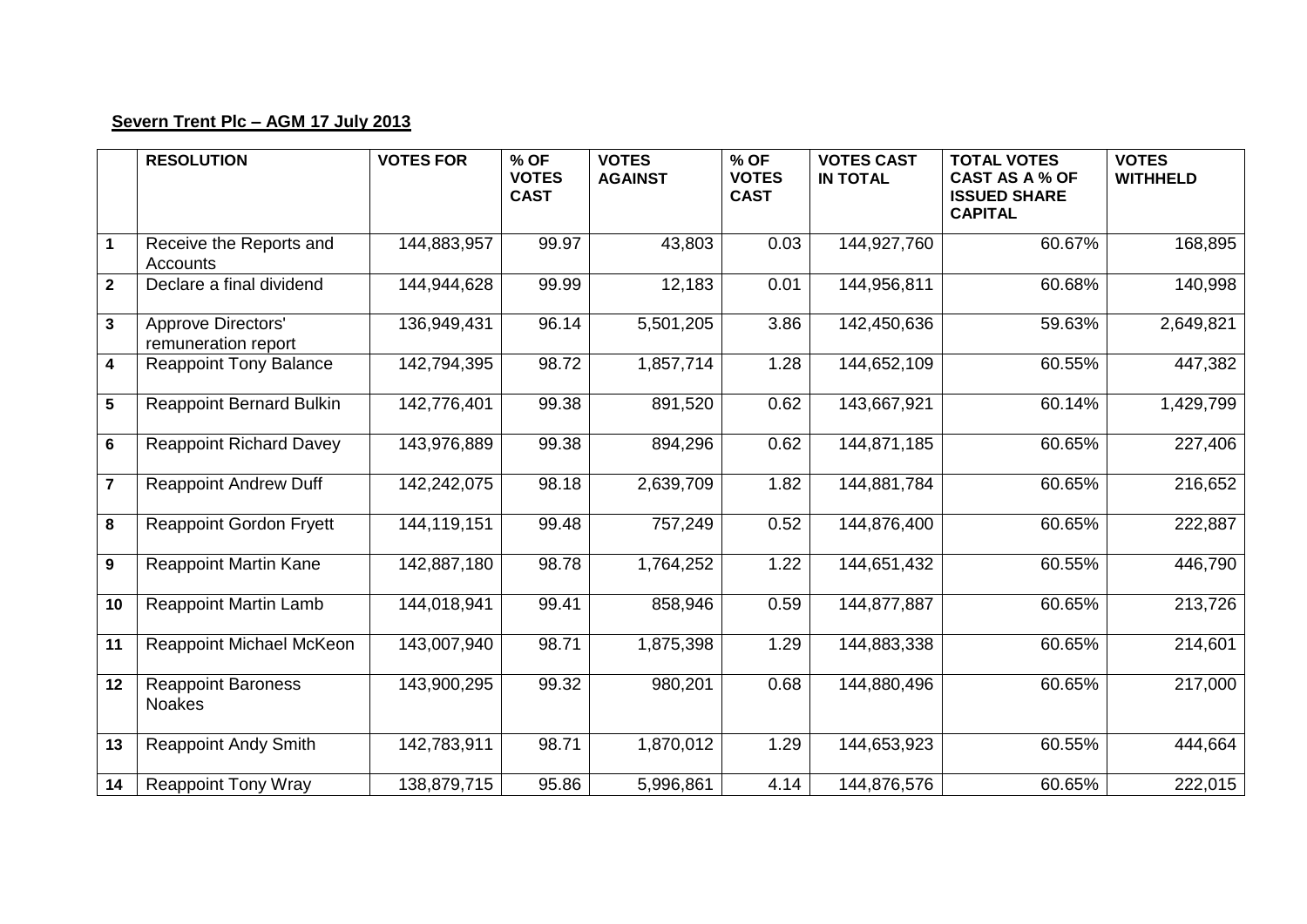**Severn Trent Plc – AGM 17 July 2013**

| | RESOLUTION | VOTES FOR | % OF VOTES CAST | VOTES AGAINST | % OF VOTES CAST | VOTES CAST IN TOTAL | TOTAL VOTES CAST AS A % OF ISSUED SHARE CAPITAL | VOTES WITHHELD |
|---|---|---|---|---|---|---|---|---|
| 1 | Receive the Reports and Accounts | 144,883,957 | 99.97 | 43,803 | 0.03 | 144,927,760 | 60.67% | 168,895 |
| 2 | Declare a final dividend | 144,944,628 | 99.99 | 12,183 | 0.01 | 144,956,811 | 60.68% | 140,998 |
| 3 | Approve Directors' remuneration report | 136,949,431 | 96.14 | 5,501,205 | 3.86 | 142,450,636 | 59.63% | 2,649,821 |
| 4 | Reappoint Tony Balance | 142,794,395 | 98.72 | 1,857,714 | 1.28 | 144,652,109 | 60.55% | 447,382 |
| 5 | Reappoint Bernard Bulkin | 142,776,401 | 99.38 | 891,520 | 0.62 | 143,667,921 | 60.14% | 1,429,799 |
| 6 | Reappoint Richard Davey | 143,976,889 | 99.38 | 894,296 | 0.62 | 144,871,185 | 60.65% | 227,406 |
| 7 | Reappoint Andrew Duff | 142,242,075 | 98.18 | 2,639,709 | 1.82 | 144,881,784 | 60.65% | 216,652 |
| 8 | Reappoint Gordon Fryett | 144,119,151 | 99.48 | 757,249 | 0.52 | 144,876,400 | 60.65% | 222,887 |
| 9 | Reappoint Martin Kane | 142,887,180 | 98.78 | 1,764,252 | 1.22 | 144,651,432 | 60.55% | 446,790 |
| 10 | Reappoint Martin Lamb | 144,018,941 | 99.41 | 858,946 | 0.59 | 144,877,887 | 60.65% | 213,726 |
| 11 | Reappoint Michael McKeon | 143,007,940 | 98.71 | 1,875,398 | 1.29 | 144,883,338 | 60.65% | 214,601 |
| 12 | Reappoint Baroness Noakes | 143,900,295 | 99.32 | 980,201 | 0.68 | 144,880,496 | 60.65% | 217,000 |
| 13 | Reappoint Andy Smith | 142,783,911 | 98.71 | 1,870,012 | 1.29 | 144,653,923 | 60.55% | 444,664 |
| 14 | Reappoint Tony Wray | 138,879,715 | 95.86 | 5,996,861 | 4.14 | 144,876,576 | 60.65% | 222,015 |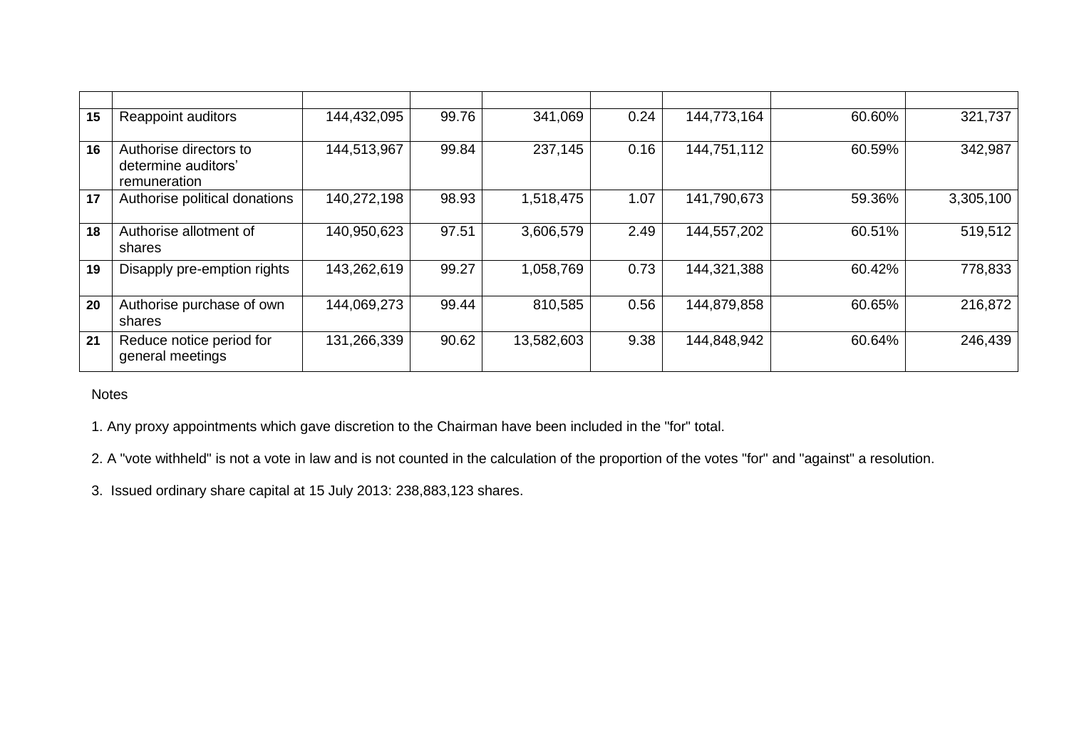| | | | | | | | | |
|---|---|---|---|---|---|---|---|---|
| **15** | Reappoint auditors | 144,432,095 | 99.76 | 341,069 | 0.24 | 144,773,164 | 60.60% | 321,737 |
| **16** | Authorise directors to determine auditors' remuneration | 144,513,967 | 99.84 | 237,145 | 0.16 | 144,751,112 | 60.59% | 342,987 |
| **17** | Authorise political donations | 140,272,198 | 98.93 | 1,518,475 | 1.07 | 141,790,673 | 59.36% | 3,305,100 |
| **18** | Authorise allotment of shares | 140,950,623 | 97.51 | 3,606,579 | 2.49 | 144,557,202 | 60.51% | 519,512 |
| **19** | Disapply pre-emption rights | 143,262,619 | 99.27 | 1,058,769 | 0.73 | 144,321,388 | 60.42% | 778,833 |
| **20** | Authorise purchase of own shares | 144,069,273 | 99.44 | 810,585 | 0.56 | 144,879,858 | 60.65% | 216,872 |
| **21** | Reduce notice period for general meetings | 131,266,339 | 90.62 | 13,582,603 | 9.38 | 144,848,942 | 60.64% | 246,439 |

Notes

1. Any proxy appointments which gave discretion to the Chairman have been included in the "for" total.

2. A "vote withheld" is not a vote in law and is not counted in the calculation of the proportion of the votes "for" and "against" a resolution.

3. Issued ordinary share capital at 15 July 2013: 238,883,123 shares.